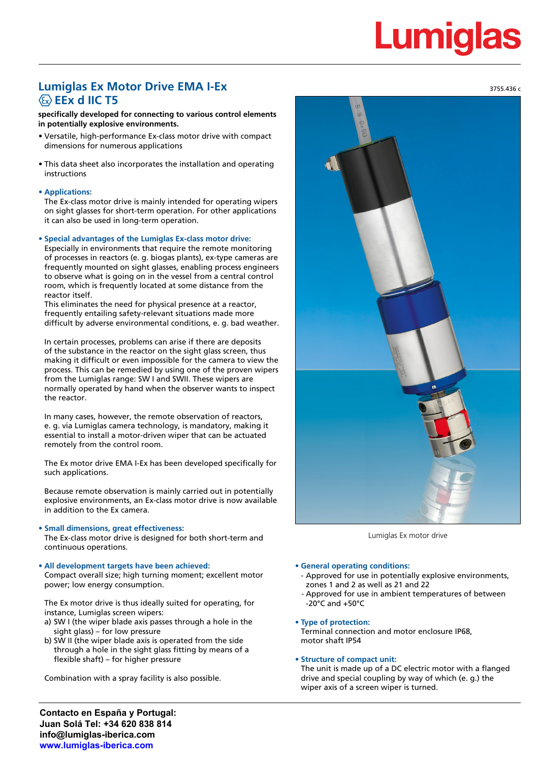# Lumiglas

3755.436 c

## Lumiglas Ex Motor Drive EMA I-Ex
## ⟨Ex⟩ EEx d IIC T5

**specifically developed for connecting to various control elements in potentially explosive environments.**

- Versatile, high-performance Ex-class motor drive with compact dimensions for numerous applications

- This data sheet also incorporates the installation and operating instructions

- **Applications:**
  The Ex-class motor drive is mainly intended for operating wipers on sight glasses for short-term operation. For other applications it can also be used in long-term operation.

- **Special advantages of the Lumiglas Ex-class motor drive:**
  Especially in environments that require the remote monitoring of processes in reactors (e. g. biogas plants), ex-type cameras are frequently mounted on sight glasses, enabling process engineers to observe what is going on in the vessel from a central control room, which is frequently located at some distance from the reactor itself.
  This eliminates the need for physical presence at a reactor, frequently entailing safety-relevant situations made more difficult by adverse environmental conditions, e. g. bad weather.

  In certain processes, problems can arise if there are deposits of the substance in the reactor on the sight glass screen, thus making it difficult or even impossible for the camera to view the process. This can be remedied by using one of the proven wipers from the Lumiglas range: SW I and SWII. These wipers are normally operated by hand when the observer wants to inspect the reactor.

  In many cases, however, the remote observation of reactors, e. g. via Lumiglas camera technology, is mandatory, making it essential to install a motor-driven wiper that can be actuated remotely from the control room.

  The Ex motor drive EMA I-Ex has been developed specifically for such applications.

  Because remote observation is mainly carried out in potentially explosive environments, an Ex-class motor drive is now available in addition to the Ex camera.

- **Small dimensions, great effectiveness:**
  The Ex-class motor drive is designed for both short-term and continuous operations.

- **All development targets have been achieved:**
  Compact overall size; high turning moment; excellent motor power; low energy consumption.

  The Ex motor drive is thus ideally suited for operating, for instance, Lumiglas screen wipers:
  a) SW I (the wiper blade axis passes through a hole in the sight glass) – for low pressure
  b) SW II (the wiper blade axis is operated from the side through a hole in the sight glass fitting by means of a flexible shaft) – for higher pressure

  Combination with a spray facility is also possible.

Lumiglas Ex motor drive

- **General operating conditions:**
  - Approved for use in potentially explosive environments, zones 1 and 2 as well as 21 and 22
  - Approved for use in ambient temperatures of between -20°C and +50°C

- **Type of protection:**
  Terminal connection and motor enclosure IP68, motor shaft IP54

- **Structure of compact unit:**
  The unit is made up of a DC electric motor with a flanged drive and special coupling by way of which (e. g.) the wiper axis of a screen wiper is turned.

**Contacto en España y Portugal:**
**Juan Solá Tel: +34 620 838 814**
**info@lumiglas-iberica.com**
**www.lumiglas-iberica.com**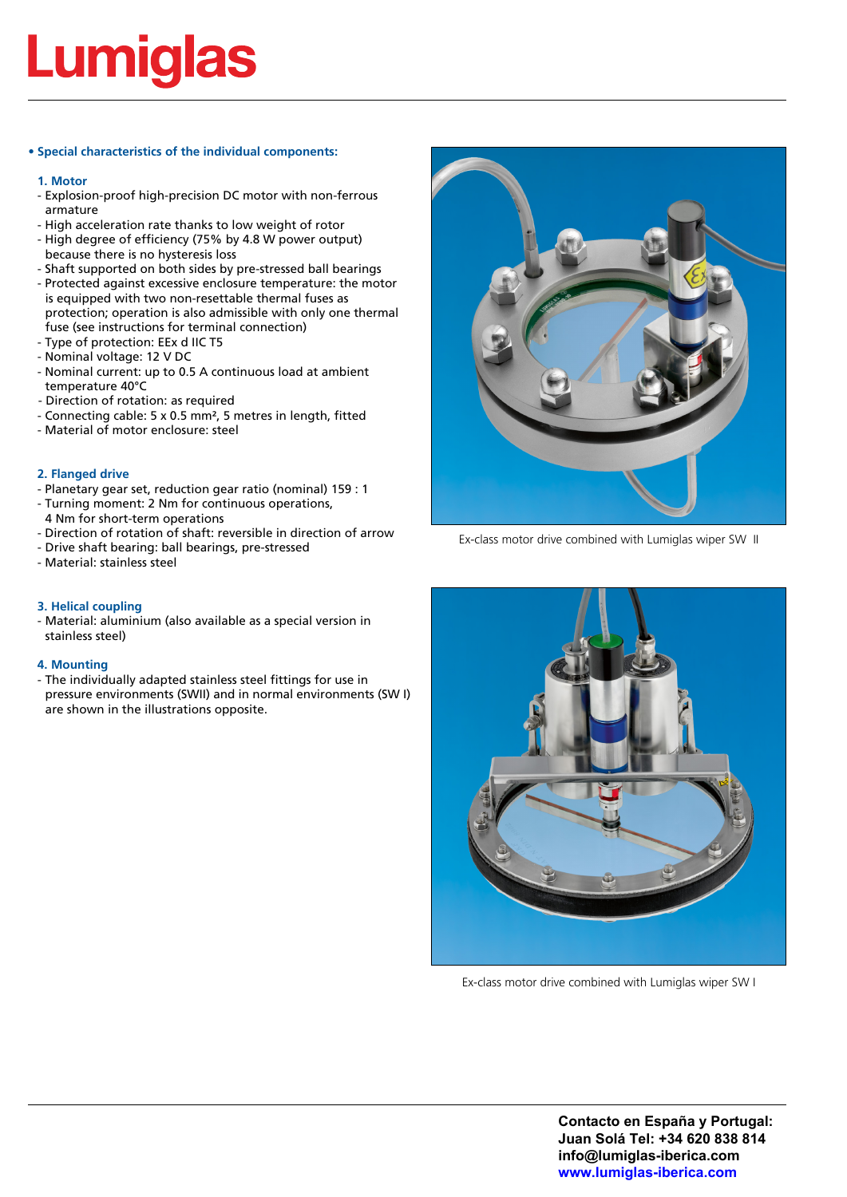# Lumiglas

**• Special characteristics of the individual components:**

### 1. Motor

- Explosion-proof high-precision DC motor with non-ferrous armature
- High acceleration rate thanks to low weight of rotor
- High degree of efficiency (75% by 4.8 W power output) because there is no hysteresis loss
- Shaft supported on both sides by pre-stressed ball bearings
- Protected against excessive enclosure temperature: the motor is equipped with two non-resettable thermal fuses as protection; operation is also admissible with only one thermal fuse (see instructions for terminal connection)
- Type of protection: EEx d IIC T5
- Nominal voltage: 12 V DC
- Nominal current: up to 0.5 A continuous load at ambient temperature 40°C
- Direction of rotation: as required
- Connecting cable: 5 x 0.5 mm², 5 metres in length, fitted
- Material of motor enclosure: steel

### 2. Flanged drive

- Planetary gear set, reduction gear ratio (nominal) 159 : 1
- Turning moment: 2 Nm for continuous operations, 4 Nm for short-term operations
- Direction of rotation of shaft: reversible in direction of arrow
- Drive shaft bearing: ball bearings, pre-stressed
- Material: stainless steel

### 3. Helical coupling

- Material: aluminium (also available as a special version in stainless steel)

### 4. Mounting

- The individually adapted stainless steel fittings for use in pressure environments (SWII) and in normal environments (SW I) are shown in the illustrations opposite.

Ex-class motor drive combined with Lumiglas wiper SW II

Ex-class motor drive combined with Lumiglas wiper SW I

**Contacto en España y Portugal:**
**Juan Solá Tel: +34 620 838 814**
**info@lumiglas-iberica.com**
**www.lumiglas-iberica.com**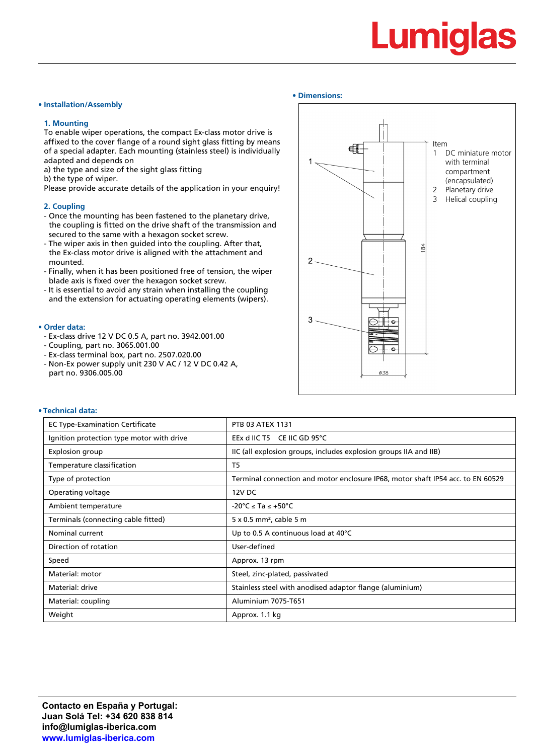# Lumiglas

## • Installation/Assembly

### 1. Mounting

To enable wiper operations, the compact Ex-class motor drive is affixed to the cover flange of a round sight glass fitting by means of a special adapter. Each mounting (stainless steel) is individually adapted and depends on
a) the type and size of the sight glass fitting
b) the type of wiper.
Please provide accurate details of the application in your enquiry!

### 2. Coupling

- Once the mounting has been fastened to the planetary drive, the coupling is fitted on the drive shaft of the transmission and secured to the same with a hexagon socket screw.
- The wiper axis in then guided into the coupling. After that, the Ex-class motor drive is aligned with the attachment and mounted.
- Finally, when it has been positioned free of tension, the wiper blade axis is fixed over the hexagon socket screw.
- It is essential to avoid any strain when installing the coupling and the extension for actuating operating elements (wipers).

## • Dimensions:

Item
1 DC miniature motor with terminal compartment (encapsulated)
2 Planetary drive
3 Helical coupling

184

ø38

## • Order data:

- Ex-class drive 12 V DC 0.5 A, part no. 3942.001.00
- Coupling, part no. 3065.001.00
- Ex-class terminal box, part no. 2507.020.00
- Non-Ex power supply unit 230 V AC / 12 V DC 0.42 A, part no. 9306.005.00

## • Technical data:

| | |
|---|---|
| EC Type-Examination Certificate | PTB 03 ATEX 1131 |
| Ignition protection type motor with drive | EEx d IIC T5 CE IIC GD 95°C |
| Explosion group | IIC (all explosion groups, includes explosion groups IIA and IIB) |
| Temperature classification | T5 |
| Type of protection | Terminal connection and motor enclosure IP68, motor shaft IP54 acc. to EN 60529 |
| Operating voltage | 12V DC |
| Ambient temperature | -20°C ≤ Ta ≤ +50°C |
| Terminals (connecting cable fitted) | 5 x 0.5 mm², cable 5 m |
| Nominal current | Up to 0.5 A continuous load at 40°C |
| Direction of rotation | User-defined |
| Speed | Approx. 13 rpm |
| Material: motor | Steel, zinc-plated, passivated |
| Material: drive | Stainless steel with anodised adaptor flange (aluminium) |
| Material: coupling | Aluminium 7075-T651 |
| Weight | Approx. 1.1 kg |

**Contacto en España y Portugal:**
**Juan Solá Tel: +34 620 838 814**
**info@lumiglas-iberica.com**
**www.lumiglas-iberica.com**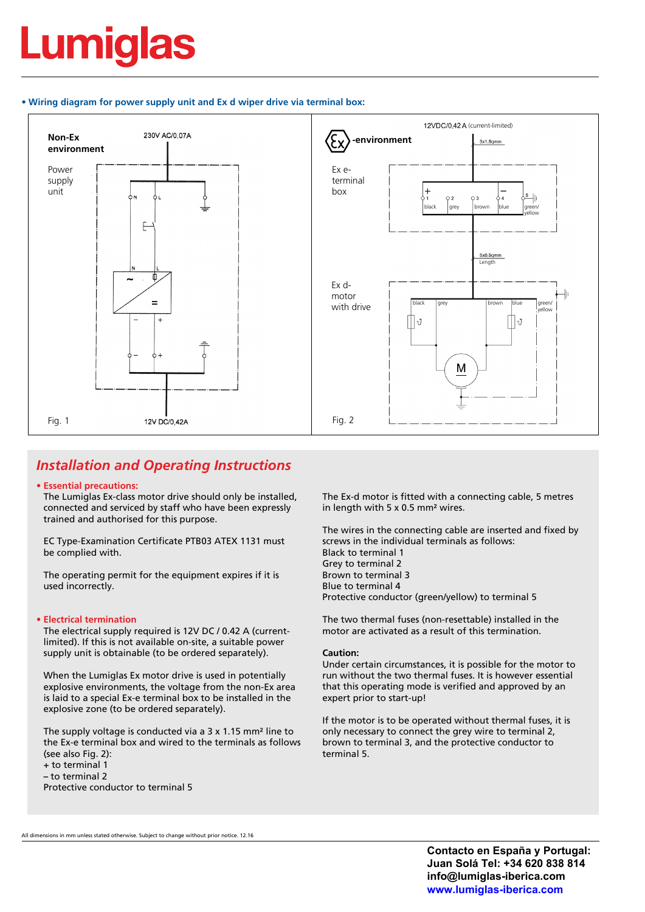# Lumiglas

**• Wiring diagram for power supply unit and Ex d wiper drive via terminal box:**

Non-Ex environment

230V AC/0,07A

Power supply unit

N L

N L

~

=

− +

− +

Fig. 1

12V DC/0,42A

12VDC/0,42 A (current-limited)

-environment

3x1,5qmm

Ex e-terminal box

+ 1 black

2 grey

3 brown

− 4 blue

5 green/yellow

5x0,5qmm Length

Ex d-motor with drive

black grey brown blue green/yellow

M

Fig. 2

## Installation and Operating Instructions

**• Essential precautions:**

The Lumiglas Ex-class motor drive should only be installed, connected and serviced by staff who have been expressly trained and authorised for this purpose.

EC Type-Examination Certificate PTB03 ATEX 1131 must be complied with.

The operating permit for the equipment expires if it is used incorrectly.

**• Electrical termination**

The electrical supply required is 12V DC / 0.42 A (current-limited). If this is not available on-site, a suitable power supply unit is obtainable (to be ordered separately).

When the Lumiglas Ex motor drive is used in potentially explosive environments, the voltage from the non-Ex area is laid to a special Ex-e terminal box to be installed in the explosive zone (to be ordered separately).

The supply voltage is conducted via a 3 x 1.15 mm² line to the Ex-e terminal box and wired to the terminals as follows (see also Fig. 2):
+ to terminal 1
– to terminal 2
Protective conductor to terminal 5

The Ex-d motor is fitted with a connecting cable, 5 metres in length with 5 x 0.5 mm² wires.

The wires in the connecting cable are inserted and fixed by screws in the individual terminals as follows:
Black to terminal 1
Grey to terminal 2
Brown to terminal 3
Blue to terminal 4
Protective conductor (green/yellow) to terminal 5

The two thermal fuses (non-resettable) installed in the motor are activated as a result of this termination.

**Caution:**
Under certain circumstances, it is possible for the motor to run without the two thermal fuses. It is however essential that this operating mode is verified and approved by an expert prior to start-up!

If the motor is to be operated without thermal fuses, it is only necessary to connect the grey wire to terminal 2, brown to terminal 3, and the protective conductor to terminal 5.

All dimensions in mm unless stated otherwise. Subject to change without prior notice. 12.16

**Contacto en España y Portugal:**
**Juan Solá Tel: +34 620 838 814**
**info@lumiglas-iberica.com**
**www.lumiglas-iberica.com**